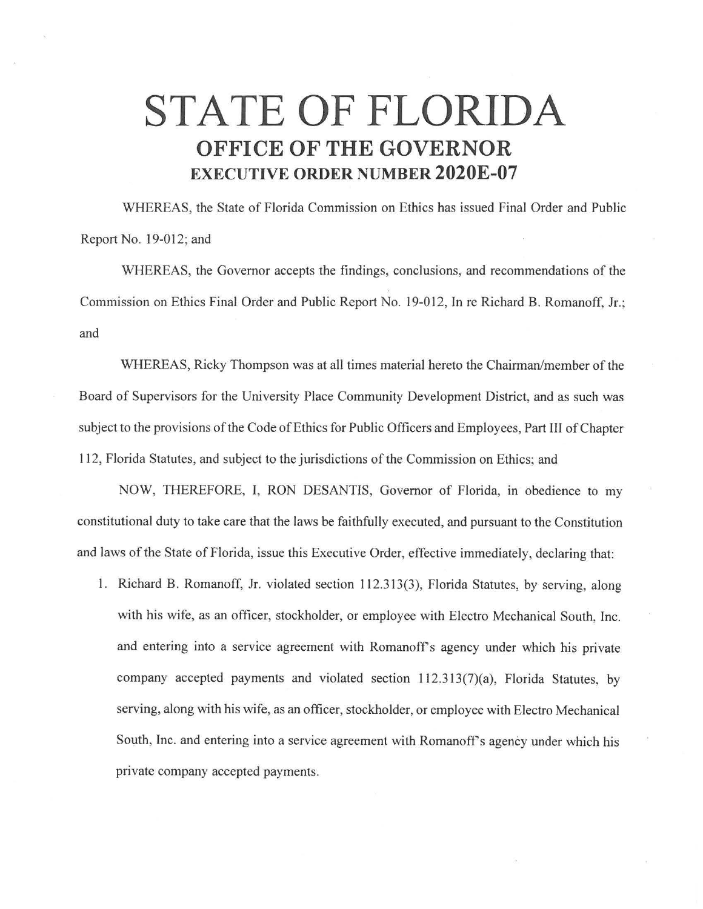# STATE OF FLORIDA

## OFFICE OF THE GOVERNOR

### EXECUTIVE ORDER NUMBER 2020E-07

WHEREAS, the State of Florida Commission on Ethics has issued Final Order and Public Report No. 19-012; and

WHEREAS, the Governor accepts the findings, conclusions, and recommendations of the Commission on Ethics Final Order and Public Report No. 19-012, In re Richard B. Romanoff, Jr.; and

WHEREAS, Ricky Thompson was at all times material hereto the Chairman/member of the Board of Supervisors for the University Place Community Development District, and as such was subject to the provisions of the Code of Ethics for Public Officers and Employees, Part III of Chapter 112, Florida Statutes, and subject to the jurisdictions of the Commission on Ethics; and

NOW, THEREFORE, I, RON DESANTIS, Governor of Florida, in obedience to my constitutional duty to take care that the laws be faithfully executed, and pursuant to the Constitution and laws of the State of Florida, issue this Executive Order, effective immediately, declaring that:

1. Richard B. Romanoff, Jr. violated section 112.313(3), Florida Statutes, by serving, along with his wife, as an officer, stockholder, or employee with Electro Mechanical South, Inc. and entering into a service agreement with Romanoff's agency under which his private company accepted payments and violated section 112.313(7)(a), Florida Statutes, by serving, along with his wife, as an officer, stockholder, or employee with Electro Mechanical South, Inc. and entering into a service agreement with Romanoff's agency under which his private company accepted payments.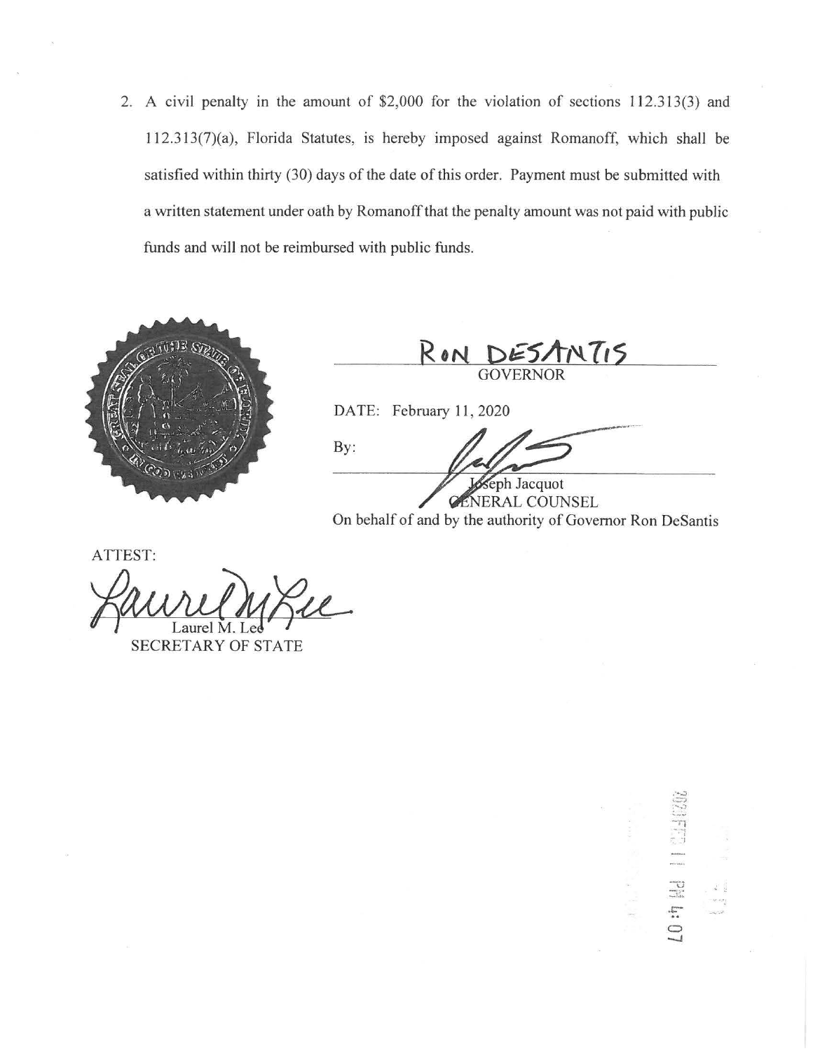2. A civil penalty in the amount of $2,000 for the violation of sections 112.313(3) and 112.313(7)(a), Florida Statutes, is hereby imposed against Romanoff, which shall be satisfied within thirty (30) days of the date of this order. Payment must be submitted with a written statement under oath by Romanoff that the penalty amount was not paid with public funds and will not be reimbursed with public funds.

RON DESANTIS
GOVERNOR

DATE: February 11, 2020

By:

Joseph Jacquot
GENERAL COUNSEL
On behalf of and by the authority of Governor Ron DeSantis

ATTEST:

Laurel M. Lee
SECRETARY OF STATE

2020 FEB 11 PM 4:07